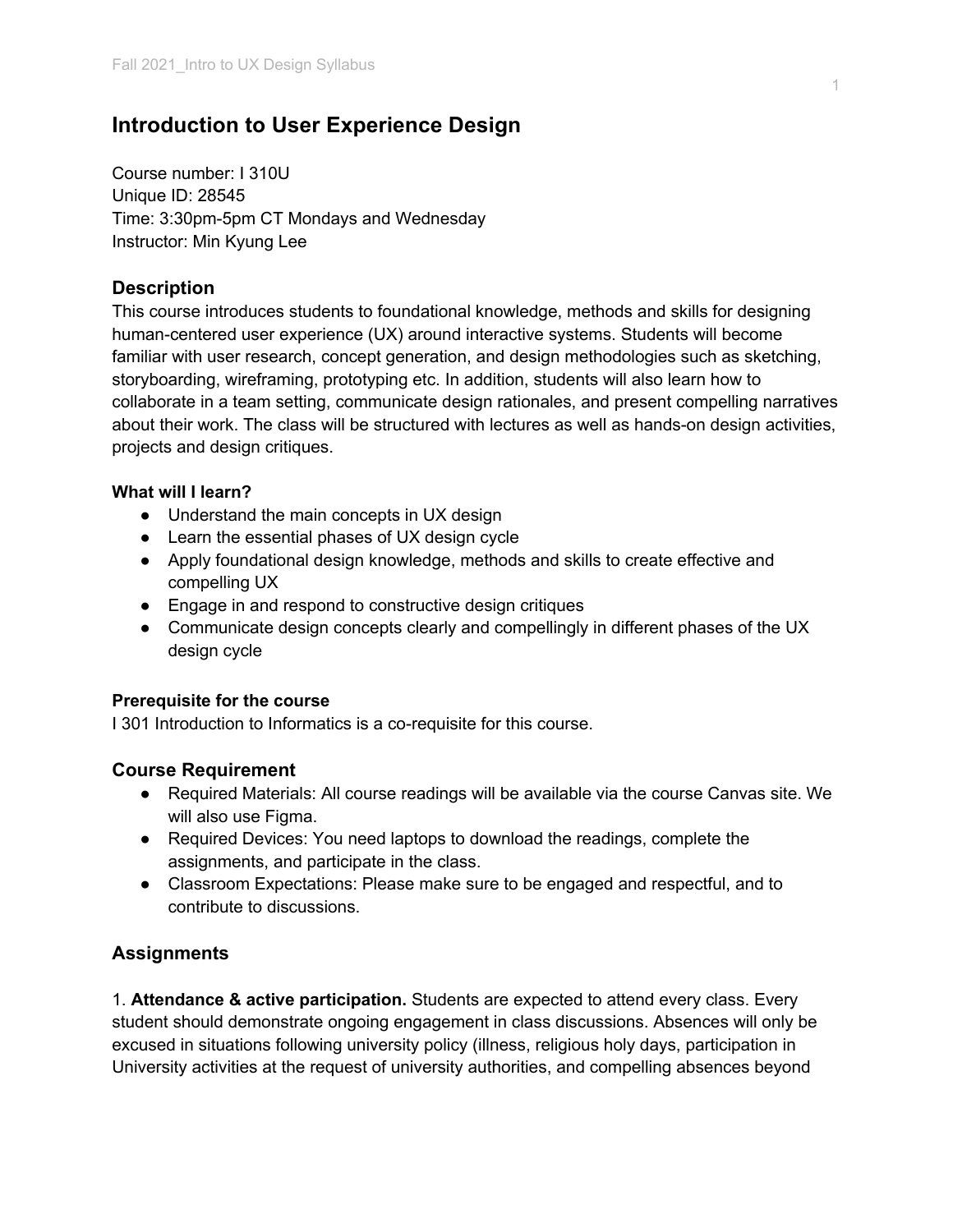# Introduction to User Experience Design

Course number: I 310U
Unique ID: 28545
Time: 3:30pm-5pm CT Mondays and Wednesday
Instructor: Min Kyung Lee

## Description

This course introduces students to foundational knowledge, methods and skills for designing human-centered user experience (UX) around interactive systems. Students will become familiar with user research, concept generation, and design methodologies such as sketching, storyboarding, wireframing, prototyping etc. In addition, students will also learn how to collaborate in a team setting, communicate design rationales, and present compelling narratives about their work. The class will be structured with lectures as well as hands-on design activities, projects and design critiques.

### What will I learn?

- Understand the main concepts in UX design
- Learn the essential phases of UX design cycle
- Apply foundational design knowledge, methods and skills to create effective and compelling UX
- Engage in and respond to constructive design critiques
- Communicate design concepts clearly and compellingly in different phases of the UX design cycle

### Prerequisite for the course

I 301 Introduction to Informatics is a co-requisite for this course.

## Course Requirement

- Required Materials: All course readings will be available via the course Canvas site. We will also use Figma.
- Required Devices: You need laptops to download the readings, complete the assignments, and participate in the class.
- Classroom Expectations: Please make sure to be engaged and respectful, and to contribute to discussions.

## Assignments

1. **Attendance & active participation.** Students are expected to attend every class. Every student should demonstrate ongoing engagement in class discussions. Absences will only be excused in situations following university policy (illness, religious holy days, participation in University activities at the request of university authorities, and compelling absences beyond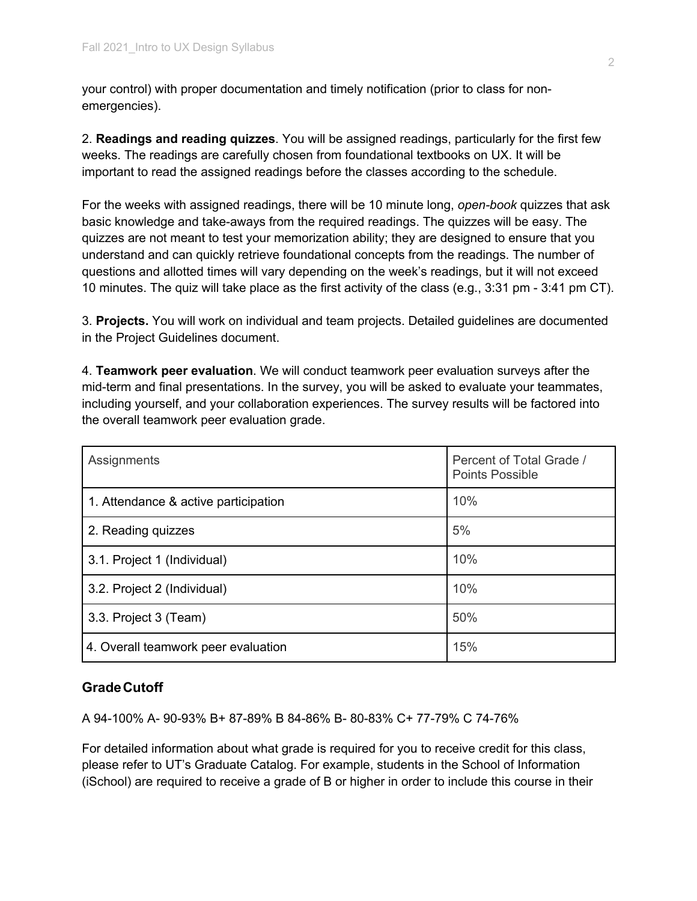your control) with proper documentation and timely notification (prior to class for non-emergencies).

2. **Readings and reading quizzes**. You will be assigned readings, particularly for the first few weeks. The readings are carefully chosen from foundational textbooks on UX. It will be important to read the assigned readings before the classes according to the schedule.

For the weeks with assigned readings, there will be 10 minute long, *open-book* quizzes that ask basic knowledge and take-aways from the required readings. The quizzes will be easy. The quizzes are not meant to test your memorization ability; they are designed to ensure that you understand and can quickly retrieve foundational concepts from the readings. The number of questions and allotted times will vary depending on the week's readings, but it will not exceed 10 minutes. The quiz will take place as the first activity of the class (e.g., 3:31 pm - 3:41 pm CT).

3. **Projects.** You will work on individual and team projects. Detailed guidelines are documented in the Project Guidelines document.

4. **Teamwork peer evaluation**. We will conduct teamwork peer evaluation surveys after the mid-term and final presentations. In the survey, you will be asked to evaluate your teammates, including yourself, and your collaboration experiences. The survey results will be factored into the overall teamwork peer evaluation grade.

| Assignments | Percent of Total Grade / Points Possible |
|---|---|
| 1. Attendance & active participation | 10% |
| 2. Reading quizzes | 5% |
| 3.1. Project 1 (Individual) | 10% |
| 3.2. Project 2 (Individual) | 10% |
| 3.3. Project 3 (Team) | 50% |
| 4. Overall teamwork peer evaluation | 15% |

### Grade Cutoff

A 94-100% A- 90-93% B+ 87-89% B 84-86% B- 80-83% C+ 77-79% C 74-76%

For detailed information about what grade is required for you to receive credit for this class, please refer to UT's Graduate Catalog. For example, students in the School of Information (iSchool) are required to receive a grade of B or higher in order to include this course in their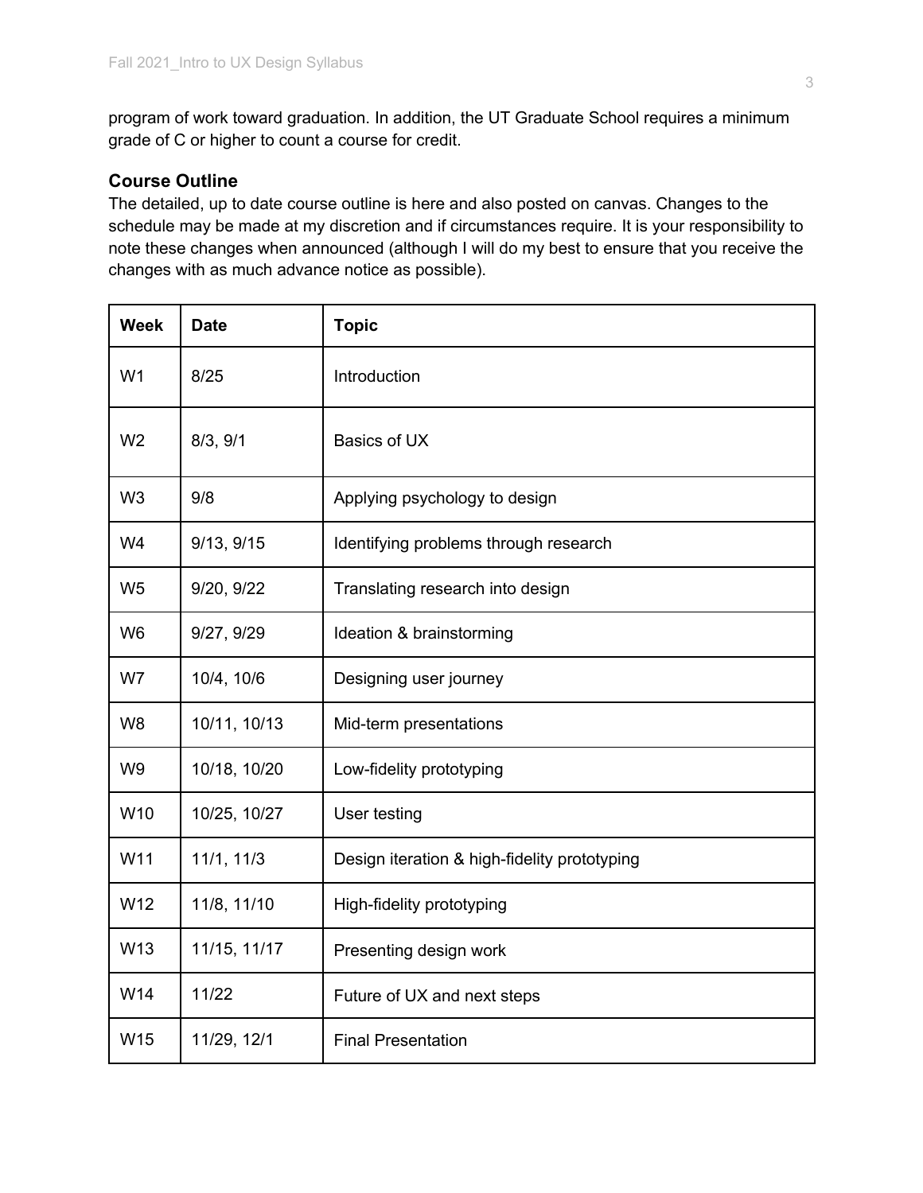program of work toward graduation. In addition, the UT Graduate School requires a minimum grade of C or higher to count a course for credit.

### Course Outline

The detailed, up to date course outline is here and also posted on canvas. Changes to the schedule may be made at my discretion and if circumstances require. It is your responsibility to note these changes when announced (although I will do my best to ensure that you receive the changes with as much advance notice as possible).

| Week | Date | Topic |
|---|---|---|
| W1 | 8/25 | Introduction |
| W2 | 8/3, 9/1 | Basics of UX |
| W3 | 9/8 | Applying psychology to design |
| W4 | 9/13, 9/15 | Identifying problems through research |
| W5 | 9/20, 9/22 | Translating research into design |
| W6 | 9/27, 9/29 | Ideation & brainstorming |
| W7 | 10/4, 10/6 | Designing user journey |
| W8 | 10/11, 10/13 | Mid-term presentations |
| W9 | 10/18, 10/20 | Low-fidelity prototyping |
| W10 | 10/25, 10/27 | User testing |
| W11 | 11/1, 11/3 | Design iteration & high-fidelity prototyping |
| W12 | 11/8, 11/10 | High-fidelity prototyping |
| W13 | 11/15, 11/17 | Presenting design work |
| W14 | 11/22 | Future of UX and next steps |
| W15 | 11/29, 12/1 | Final Presentation |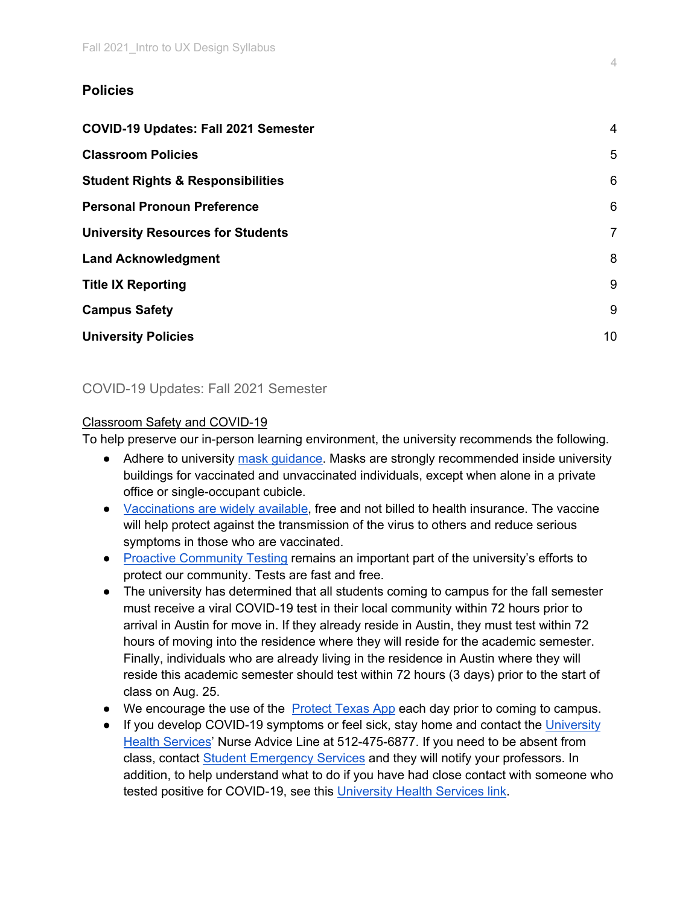## Policies

| | |
|---|---|
| **COVID-19 Updates: Fall 2021 Semester** | 4 |
| **Classroom Policies** | 5 |
| **Student Rights & Responsibilities** | 6 |
| **Personal Pronoun Preference** | 6 |
| **University Resources for Students** | 7 |
| **Land Acknowledgment** | 8 |
| **Title IX Reporting** | 9 |
| **Campus Safety** | 9 |
| **University Policies** | 10 |

### COVID-19 Updates: Fall 2021 Semester

Classroom Safety and COVID-19

To help preserve our in-person learning environment, the university recommends the following.

- Adhere to university mask guidance. Masks are strongly recommended inside university buildings for vaccinated and unvaccinated individuals, except when alone in a private office or single-occupant cubicle.
- Vaccinations are widely available, free and not billed to health insurance. The vaccine will help protect against the transmission of the virus to others and reduce serious symptoms in those who are vaccinated.
- Proactive Community Testing remains an important part of the university's efforts to protect our community. Tests are fast and free.
- The university has determined that all students coming to campus for the fall semester must receive a viral COVID-19 test in their local community within 72 hours prior to arrival in Austin for move in. If they already reside in Austin, they must test within 72 hours of moving into the residence where they will reside for the academic semester. Finally, individuals who are already living in the residence in Austin where they will reside this academic semester should test within 72 hours (3 days) prior to the start of class on Aug. 25.
- We encourage the use of the Protect Texas App each day prior to coming to campus.
- If you develop COVID-19 symptoms or feel sick, stay home and contact the University Health Services' Nurse Advice Line at 512-475-6877. If you need to be absent from class, contact Student Emergency Services and they will notify your professors. In addition, to help understand what to do if you have had close contact with someone who tested positive for COVID-19, see this University Health Services link.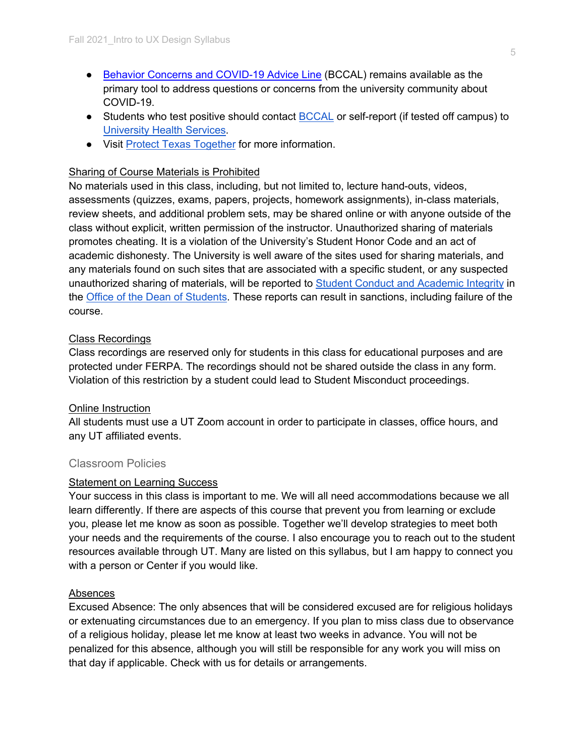- Behavior Concerns and COVID-19 Advice Line (BCCAL) remains available as the primary tool to address questions or concerns from the university community about COVID-19.
- Students who test positive should contact BCCAL or self-report (if tested off campus) to University Health Services.
- Visit Protect Texas Together for more information.

<u>Sharing of Course Materials is Prohibited</u>

No materials used in this class, including, but not limited to, lecture hand-outs, videos, assessments (quizzes, exams, papers, projects, homework assignments), in-class materials, review sheets, and additional problem sets, may be shared online or with anyone outside of the class without explicit, written permission of the instructor. Unauthorized sharing of materials promotes cheating. It is a violation of the University's Student Honor Code and an act of academic dishonesty. The University is well aware of the sites used for sharing materials, and any materials found on such sites that are associated with a specific student, or any suspected unauthorized sharing of materials, will be reported to Student Conduct and Academic Integrity in the Office of the Dean of Students. These reports can result in sanctions, including failure of the course.

<u>Class Recordings</u>

Class recordings are reserved only for students in this class for educational purposes and are protected under FERPA. The recordings should not be shared outside the class in any form. Violation of this restriction by a student could lead to Student Misconduct proceedings.

<u>Online Instruction</u>

All students must use a UT Zoom account in order to participate in classes, office hours, and any UT affiliated events.

## Classroom Policies

<u>Statement on Learning Success</u>

Your success in this class is important to me. We will all need accommodations because we all learn differently. If there are aspects of this course that prevent you from learning or exclude you, please let me know as soon as possible. Together we'll develop strategies to meet both your needs and the requirements of the course. I also encourage you to reach out to the student resources available through UT. Many are listed on this syllabus, but I am happy to connect you with a person or Center if you would like.

<u>Absences</u>

Excused Absence: The only absences that will be considered excused are for religious holidays or extenuating circumstances due to an emergency. If you plan to miss class due to observance of a religious holiday, please let me know at least two weeks in advance. You will not be penalized for this absence, although you will still be responsible for any work you will miss on that day if applicable. Check with us for details or arrangements.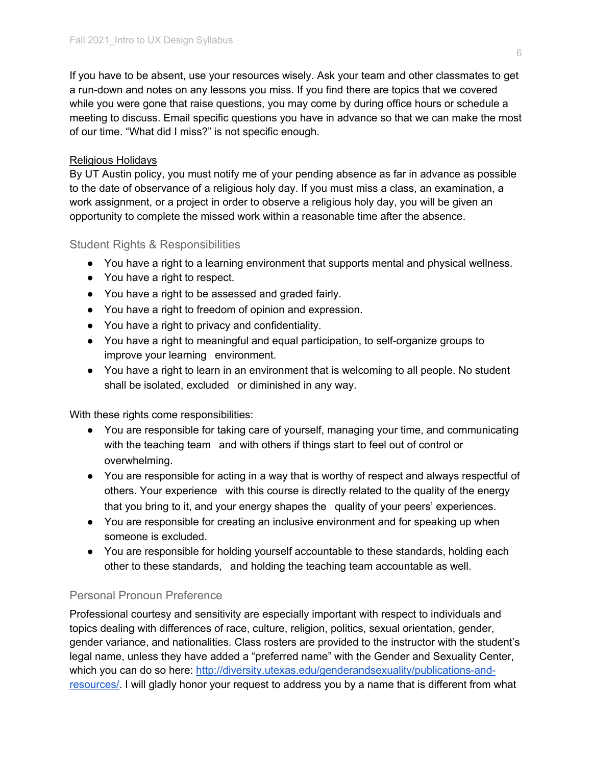If you have to be absent, use your resources wisely. Ask your team and other classmates to get a run-down and notes on any lessons you miss. If you find there are topics that we covered while you were gone that raise questions, you may come by during office hours or schedule a meeting to discuss. Email specific questions you have in advance so that we can make the most of our time. “What did I miss?” is not specific enough.

<u>Religious Holidays</u>

By UT Austin policy, you must notify me of your pending absence as far in advance as possible to the date of observance of a religious holy day. If you must miss a class, an examination, a work assignment, or a project in order to observe a religious holy day, you will be given an opportunity to complete the missed work within a reasonable time after the absence.

### Student Rights & Responsibilities

- You have a right to a learning environment that supports mental and physical wellness.
- You have a right to respect.
- You have a right to be assessed and graded fairly.
- You have a right to freedom of opinion and expression.
- You have a right to privacy and confidentiality.
- You have a right to meaningful and equal participation, to self-organize groups to improve your learning environment.
- You have a right to learn in an environment that is welcoming to all people. No student shall be isolated, excluded or diminished in any way.

With these rights come responsibilities:

- You are responsible for taking care of yourself, managing your time, and communicating with the teaching team and with others if things start to feel out of control or overwhelming.
- You are responsible for acting in a way that is worthy of respect and always respectful of others. Your experience with this course is directly related to the quality of the energy that you bring to it, and your energy shapes the quality of your peers’ experiences.
- You are responsible for creating an inclusive environment and for speaking up when someone is excluded.
- You are responsible for holding yourself accountable to these standards, holding each other to these standards, and holding the teaching team accountable as well.

### Personal Pronoun Preference

Professional courtesy and sensitivity are especially important with respect to individuals and topics dealing with differences of race, culture, religion, politics, sexual orientation, gender, gender variance, and nationalities. Class rosters are provided to the instructor with the student’s legal name, unless they have added a “preferred name” with the Gender and Sexuality Center, which you can do so here: [http://diversity.utexas.edu/genderandsexuality/publications-and-resources/](http://diversity.utexas.edu/genderandsexuality/publications-and-resources/). I will gladly honor your request to address you by a name that is different from what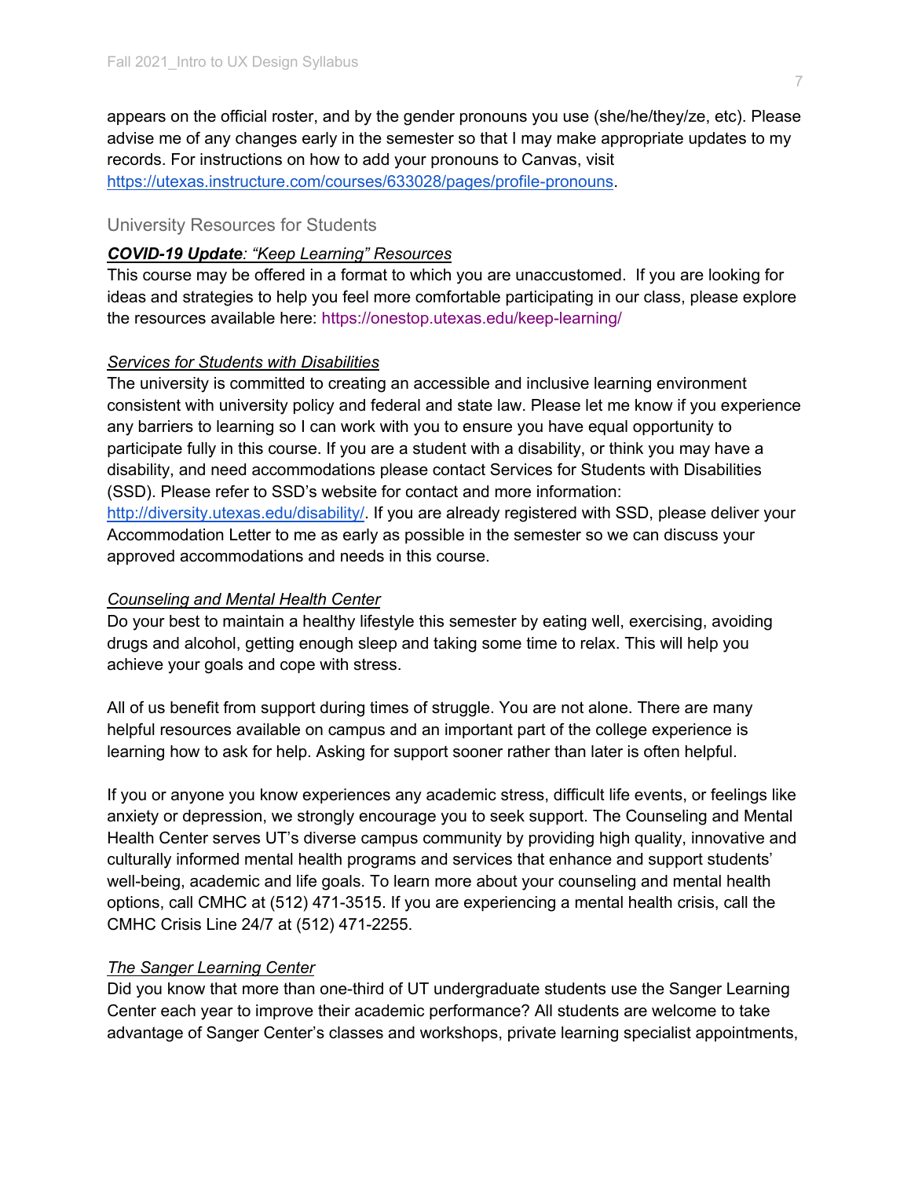appears on the official roster, and by the gender pronouns you use (she/he/they/ze, etc). Please advise me of any changes early in the semester so that I may make appropriate updates to my records. For instructions on how to add your pronouns to Canvas, visit https://utexas.instructure.com/courses/633028/pages/profile-pronouns.

## University Resources for Students

***COVID-19 Update**: "Keep Learning" Resources*

This course may be offered in a format to which you are unaccustomed. If you are looking for ideas and strategies to help you feel more comfortable participating in our class, please explore the resources available here: https://onestop.utexas.edu/keep-learning/

*Services for Students with Disabilities*

The university is committed to creating an accessible and inclusive learning environment consistent with university policy and federal and state law. Please let me know if you experience any barriers to learning so I can work with you to ensure you have equal opportunity to participate fully in this course. If you are a student with a disability, or think you may have a disability, and need accommodations please contact Services for Students with Disabilities (SSD). Please refer to SSD's website for contact and more information: http://diversity.utexas.edu/disability/. If you are already registered with SSD, please deliver your Accommodation Letter to me as early as possible in the semester so we can discuss your approved accommodations and needs in this course.

*Counseling and Mental Health Center*

Do your best to maintain a healthy lifestyle this semester by eating well, exercising, avoiding drugs and alcohol, getting enough sleep and taking some time to relax. This will help you achieve your goals and cope with stress.

All of us benefit from support during times of struggle. You are not alone. There are many helpful resources available on campus and an important part of the college experience is learning how to ask for help. Asking for support sooner rather than later is often helpful.

If you or anyone you know experiences any academic stress, difficult life events, or feelings like anxiety or depression, we strongly encourage you to seek support. The Counseling and Mental Health Center serves UT's diverse campus community by providing high quality, innovative and culturally informed mental health programs and services that enhance and support students' well-being, academic and life goals. To learn more about your counseling and mental health options, call CMHC at (512) 471-3515. If you are experiencing a mental health crisis, call the CMHC Crisis Line 24/7 at (512) 471-2255.

*The Sanger Learning Center*

Did you know that more than one-third of UT undergraduate students use the Sanger Learning Center each year to improve their academic performance? All students are welcome to take advantage of Sanger Center's classes and workshops, private learning specialist appointments,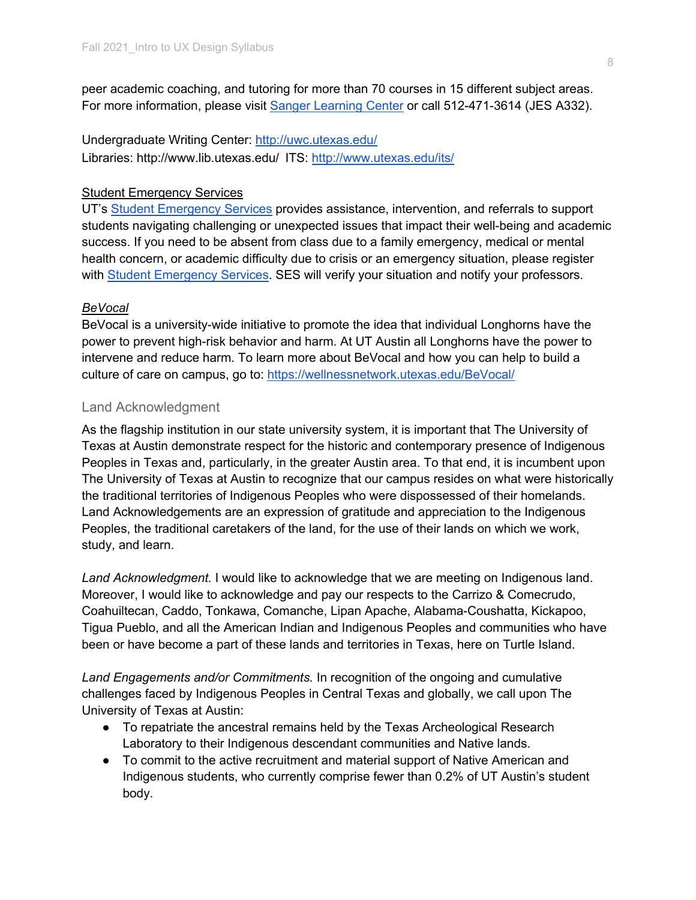peer academic coaching, and tutoring for more than 70 courses in 15 different subject areas. For more information, please visit [Sanger Learning Center]() or call 512-471-3614 (JES A332).

Undergraduate Writing Center: http://uwc.utexas.edu/
Libraries: http://www.lib.utexas.edu/ ITS: http://www.utexas.edu/its/

Student Emergency Services

UT's Student Emergency Services provides assistance, intervention, and referrals to support students navigating challenging or unexpected issues that impact their well-being and academic success. If you need to be absent from class due to a family emergency, medical or mental health concern, or academic difficulty due to crisis or an emergency situation, please register with Student Emergency Services. SES will verify your situation and notify your professors.

*BeVocal*

BeVocal is a university-wide initiative to promote the idea that individual Longhorns have the power to prevent high-risk behavior and harm. At UT Austin all Longhorns have the power to intervene and reduce harm. To learn more about BeVocal and how you can help to build a culture of care on campus, go to: https://wellnessnetwork.utexas.edu/BeVocal/

## Land Acknowledgment

As the flagship institution in our state university system, it is important that The University of Texas at Austin demonstrate respect for the historic and contemporary presence of Indigenous Peoples in Texas and, particularly, in the greater Austin area. To that end, it is incumbent upon The University of Texas at Austin to recognize that our campus resides on what were historically the traditional territories of Indigenous Peoples who were dispossessed of their homelands. Land Acknowledgements are an expression of gratitude and appreciation to the Indigenous Peoples, the traditional caretakers of the land, for the use of their lands on which we work, study, and learn.

*Land Acknowledgment.* I would like to acknowledge that we are meeting on Indigenous land. Moreover, I would like to acknowledge and pay our respects to the Carrizo & Comecrudo, Coahuiltecan, Caddo, Tonkawa, Comanche, Lipan Apache, Alabama-Coushatta, Kickapoo, Tigua Pueblo, and all the American Indian and Indigenous Peoples and communities who have been or have become a part of these lands and territories in Texas, here on Turtle Island.

*Land Engagements and/or Commitments.* In recognition of the ongoing and cumulative challenges faced by Indigenous Peoples in Central Texas and globally, we call upon The University of Texas at Austin:

- To repatriate the ancestral remains held by the Texas Archeological Research Laboratory to their Indigenous descendant communities and Native lands.
- To commit to the active recruitment and material support of Native American and Indigenous students, who currently comprise fewer than 0.2% of UT Austin's student body.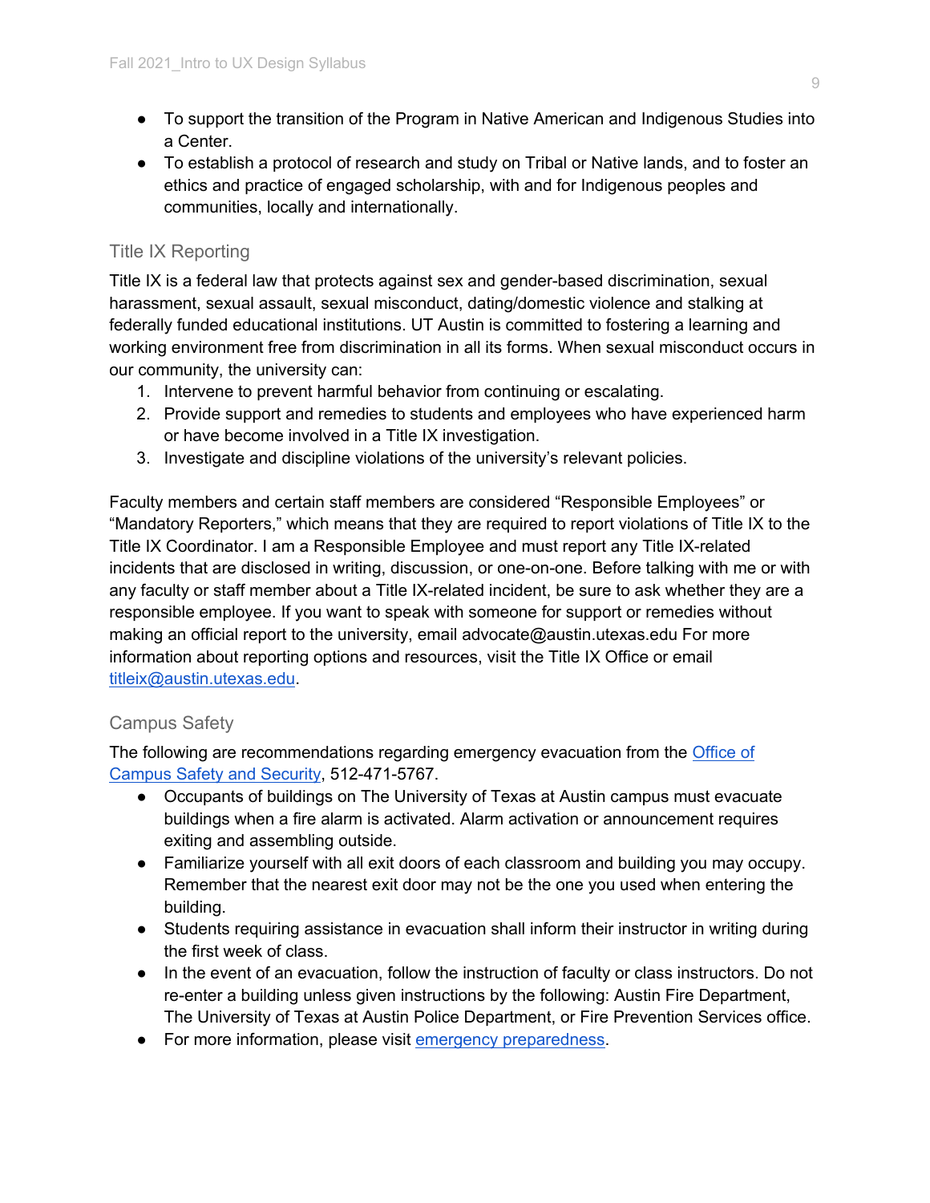- To support the transition of the Program in Native American and Indigenous Studies into a Center.
- To establish a protocol of research and study on Tribal or Native lands, and to foster an ethics and practice of engaged scholarship, with and for Indigenous peoples and communities, locally and internationally.

## Title IX Reporting

Title IX is a federal law that protects against sex and gender-based discrimination, sexual harassment, sexual assault, sexual misconduct, dating/domestic violence and stalking at federally funded educational institutions. UT Austin is committed to fostering a learning and working environment free from discrimination in all its forms. When sexual misconduct occurs in our community, the university can:

1. Intervene to prevent harmful behavior from continuing or escalating.
2. Provide support and remedies to students and employees who have experienced harm or have become involved in a Title IX investigation.
3. Investigate and discipline violations of the university's relevant policies.

Faculty members and certain staff members are considered "Responsible Employees" or "Mandatory Reporters," which means that they are required to report violations of Title IX to the Title IX Coordinator. I am a Responsible Employee and must report any Title IX-related incidents that are disclosed in writing, discussion, or one-on-one. Before talking with me or with any faculty or staff member about a Title IX-related incident, be sure to ask whether they are a responsible employee. If you want to speak with someone for support or remedies without making an official report to the university, email advocate@austin.utexas.edu For more information about reporting options and resources, visit the Title IX Office or email titleix@austin.utexas.edu.

## Campus Safety

The following are recommendations regarding emergency evacuation from the Office of Campus Safety and Security, 512-471-5767.

- Occupants of buildings on The University of Texas at Austin campus must evacuate buildings when a fire alarm is activated. Alarm activation or announcement requires exiting and assembling outside.
- Familiarize yourself with all exit doors of each classroom and building you may occupy. Remember that the nearest exit door may not be the one you used when entering the building.
- Students requiring assistance in evacuation shall inform their instructor in writing during the first week of class.
- In the event of an evacuation, follow the instruction of faculty or class instructors. Do not re-enter a building unless given instructions by the following: Austin Fire Department, The University of Texas at Austin Police Department, or Fire Prevention Services office.
- For more information, please visit emergency preparedness.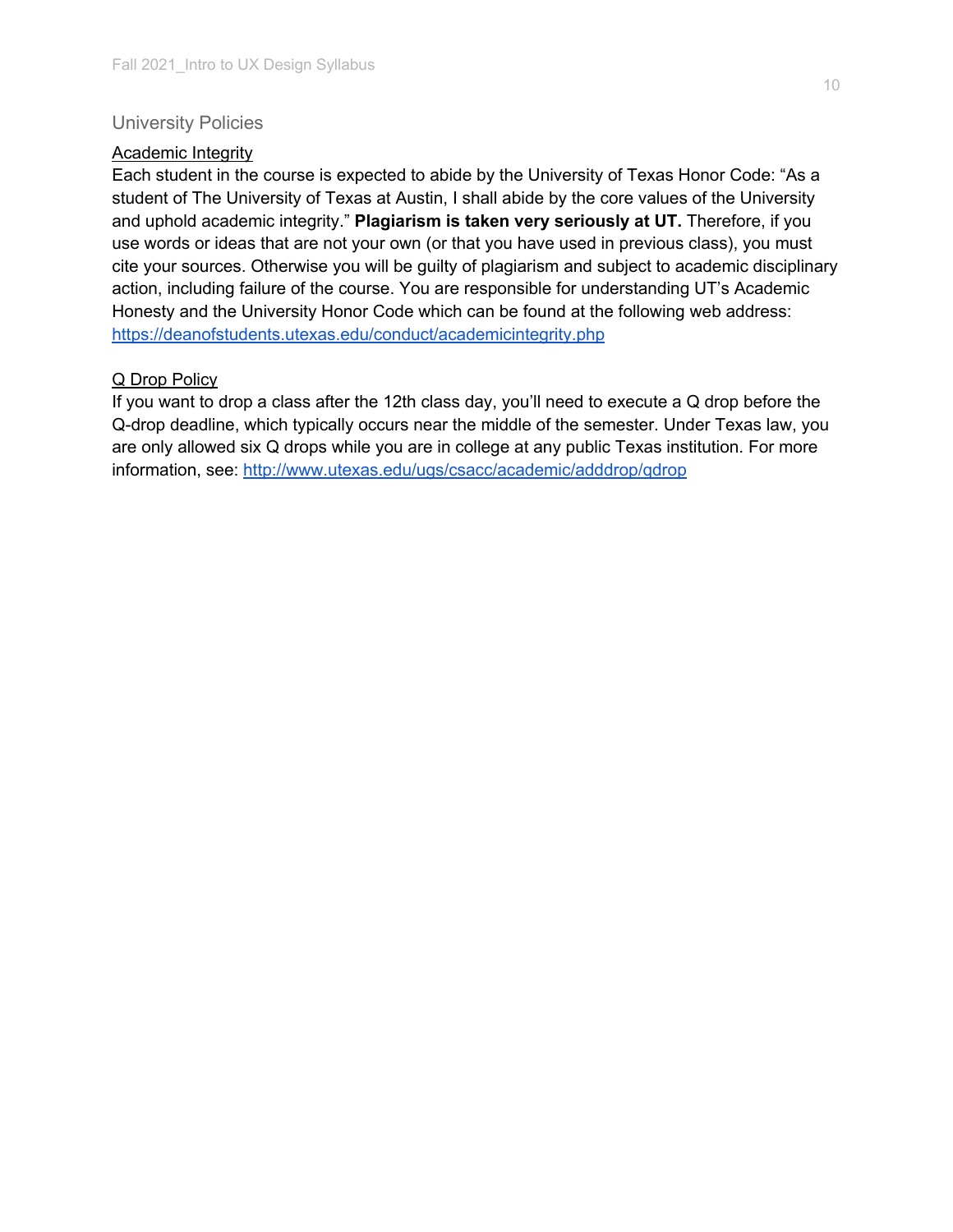## University Policies

### Academic Integrity

Each student in the course is expected to abide by the University of Texas Honor Code: "As a student of The University of Texas at Austin, I shall abide by the core values of the University and uphold academic integrity." **Plagiarism is taken very seriously at UT.** Therefore, if you use words or ideas that are not your own (or that you have used in previous class), you must cite your sources. Otherwise you will be guilty of plagiarism and subject to academic disciplinary action, including failure of the course. You are responsible for understanding UT's Academic Honesty and the University Honor Code which can be found at the following web address: [https://deanofstudents.utexas.edu/conduct/academicintegrity.php](https://deanofstudents.utexas.edu/conduct/academicintegrity.php)

### Q Drop Policy

If you want to drop a class after the 12th class day, you'll need to execute a Q drop before the Q-drop deadline, which typically occurs near the middle of the semester. Under Texas law, you are only allowed six Q drops while you are in college at any public Texas institution. For more information, see: [http://www.utexas.edu/ugs/csacc/academic/adddrop/qdrop](http://www.utexas.edu/ugs/csacc/academic/adddrop/qdrop)